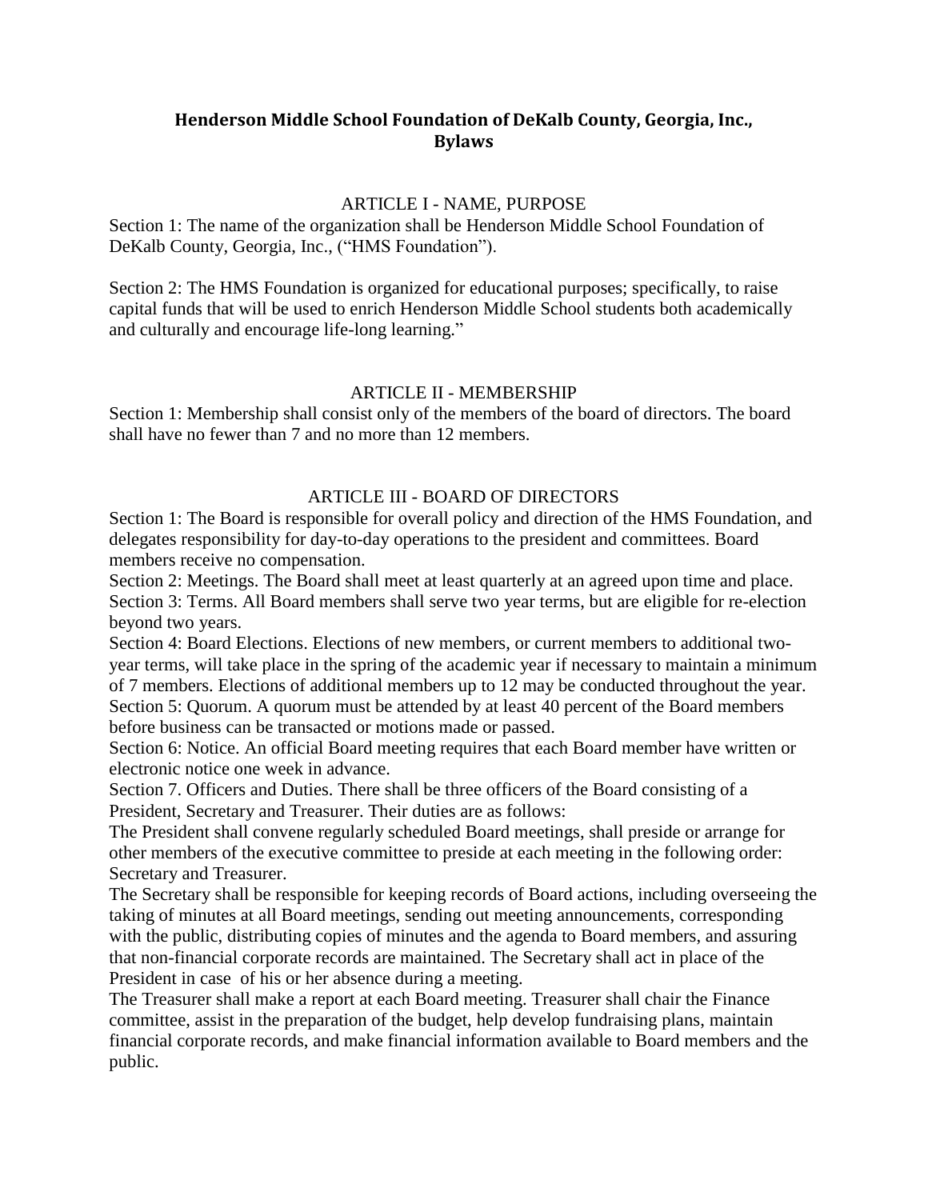# Henderson Middle School Foundation of DeKalb County, Georgia, Inc., Bylaws

## ARTICLE I - NAME, PURPOSE

Section 1: The name of the organization shall be Henderson Middle School Foundation of DeKalb County, Georgia, Inc., ("HMS Foundation").

Section 2: The HMS Foundation is organized for educational purposes; specifically, to raise capital funds that will be used to enrich Henderson Middle School students both academically and culturally and encourage life-long learning."

## ARTICLE II - MEMBERSHIP

Section 1: Membership shall consist only of the members of the board of directors. The board shall have no fewer than 7 and no more than 12 members.

## ARTICLE III - BOARD OF DIRECTORS

Section 1: The Board is responsible for overall policy and direction of the HMS Foundation, and delegates responsibility for day-to-day operations to the president and committees. Board members receive no compensation.

Section 2: Meetings. The Board shall meet at least quarterly at an agreed upon time and place.

Section 3: Terms. All Board members shall serve two year terms, but are eligible for re-election beyond two years.

Section 4: Board Elections. Elections of new members, or current members to additional two-year terms, will take place in the spring of the academic year if necessary to maintain a minimum of 7 members. Elections of additional members up to 12 may be conducted throughout the year.

Section 5: Quorum. A quorum must be attended by at least 40 percent of the Board members before business can be transacted or motions made or passed.

Section 6: Notice. An official Board meeting requires that each Board member have written or electronic notice one week in advance.

Section 7. Officers and Duties. There shall be three officers of the Board consisting of a President, Secretary and Treasurer. Their duties are as follows:

The President shall convene regularly scheduled Board meetings, shall preside or arrange for other members of the executive committee to preside at each meeting in the following order: Secretary and Treasurer.

The Secretary shall be responsible for keeping records of Board actions, including overseeing the taking of minutes at all Board meetings, sending out meeting announcements, corresponding with the public, distributing copies of minutes and the agenda to Board members, and assuring that non-financial corporate records are maintained. The Secretary shall act in place of the President in case of his or her absence during a meeting.

The Treasurer shall make a report at each Board meeting. Treasurer shall chair the Finance committee, assist in the preparation of the budget, help develop fundraising plans, maintain financial corporate records, and make financial information available to Board members and the public.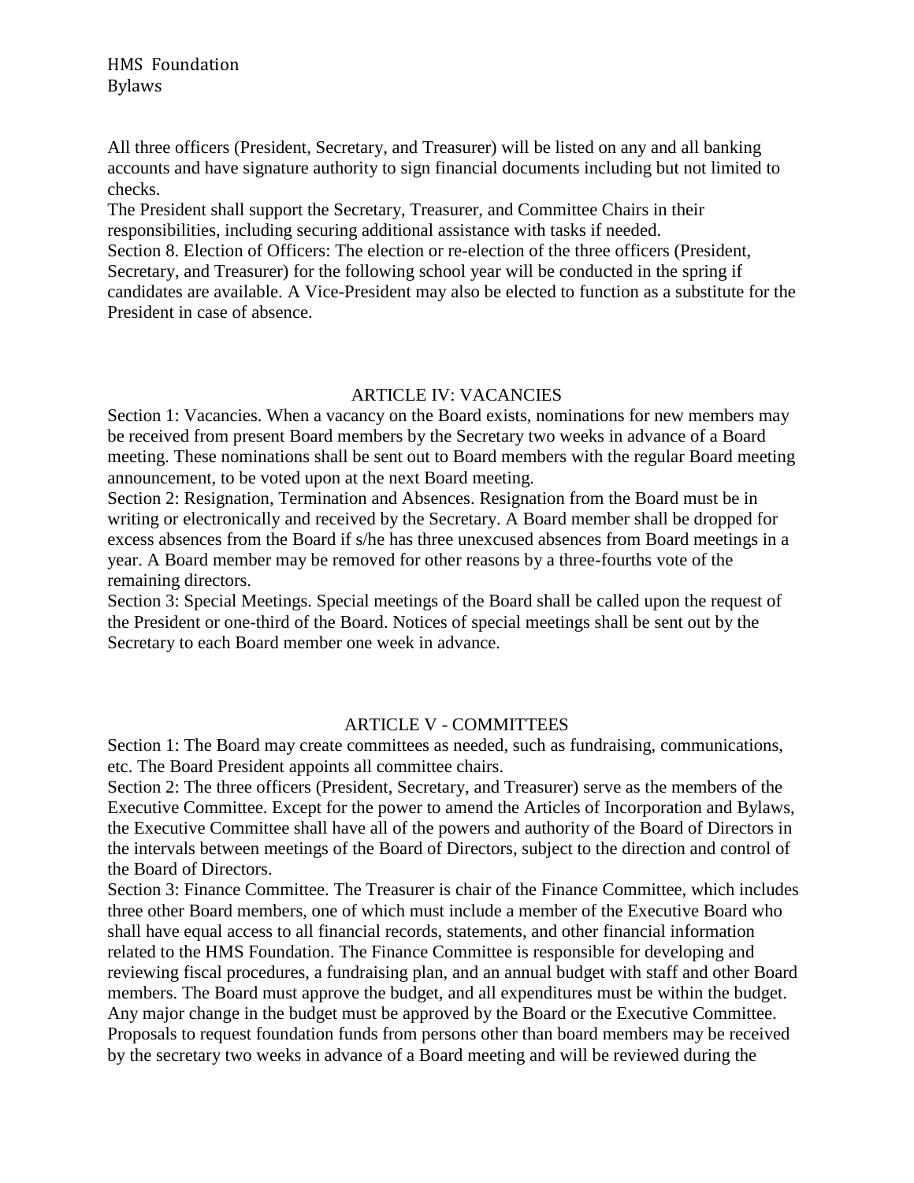All three officers (President, Secretary, and Treasurer) will be listed on any and all banking accounts and have signature authority to sign financial documents including but not limited to checks.

The President shall support the Secretary, Treasurer, and Committee Chairs in their responsibilities, including securing additional assistance with tasks if needed.

Section 8. Election of Officers: The election or re-election of the three officers (President, Secretary, and Treasurer) for the following school year will be conducted in the spring if candidates are available. A Vice-President may also be elected to function as a substitute for the President in case of absence.

## ARTICLE IV: VACANCIES

Section 1: Vacancies. When a vacancy on the Board exists, nominations for new members may be received from present Board members by the Secretary two weeks in advance of a Board meeting. These nominations shall be sent out to Board members with the regular Board meeting announcement, to be voted upon at the next Board meeting.

Section 2: Resignation, Termination and Absences. Resignation from the Board must be in writing or electronically and received by the Secretary. A Board member shall be dropped for excess absences from the Board if s/he has three unexcused absences from Board meetings in a year. A Board member may be removed for other reasons by a three-fourths vote of the remaining directors.

Section 3: Special Meetings. Special meetings of the Board shall be called upon the request of the President or one-third of the Board. Notices of special meetings shall be sent out by the Secretary to each Board member one week in advance.

## ARTICLE V - COMMITTEES

Section 1: The Board may create committees as needed, such as fundraising, communications, etc. The Board President appoints all committee chairs.

Section 2: The three officers (President, Secretary, and Treasurer) serve as the members of the Executive Committee. Except for the power to amend the Articles of Incorporation and Bylaws, the Executive Committee shall have all of the powers and authority of the Board of Directors in the intervals between meetings of the Board of Directors, subject to the direction and control of the Board of Directors.

Section 3: Finance Committee. The Treasurer is chair of the Finance Committee, which includes three other Board members, one of which must include a member of the Executive Board who shall have equal access to all financial records, statements, and other financial information related to the HMS Foundation. The Finance Committee is responsible for developing and reviewing fiscal procedures, a fundraising plan, and an annual budget with staff and other Board members. The Board must approve the budget, and all expenditures must be within the budget. Any major change in the budget must be approved by the Board or the Executive Committee. Proposals to request foundation funds from persons other than board members may be received by the secretary two weeks in advance of a Board meeting and will be reviewed during the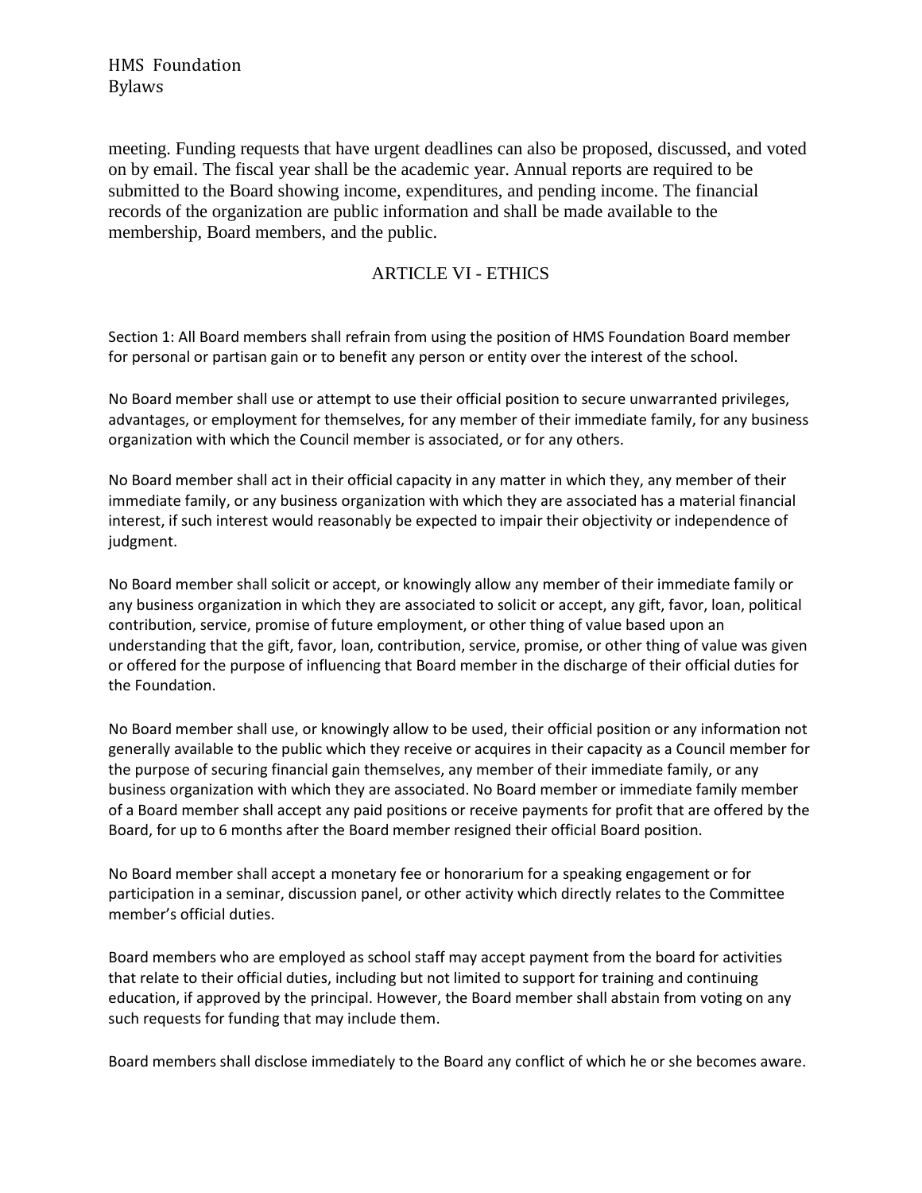meeting. Funding requests that have urgent deadlines can also be proposed, discussed, and voted on by email. The fiscal year shall be the academic year. Annual reports are required to be submitted to the Board showing income, expenditures, and pending income. The financial records of the organization are public information and shall be made available to the membership, Board members, and the public.

## ARTICLE VI - ETHICS

Section 1: All Board members shall refrain from using the position of HMS Foundation Board member for personal or partisan gain or to benefit any person or entity over the interest of the school.

No Board member shall use or attempt to use their official position to secure unwarranted privileges, advantages, or employment for themselves, for any member of their immediate family, for any business organization with which the Council member is associated, or for any others.

No Board member shall act in their official capacity in any matter in which they, any member of their immediate family, or any business organization with which they are associated has a material financial interest, if such interest would reasonably be expected to impair their objectivity or independence of judgment.

No Board member shall solicit or accept, or knowingly allow any member of their immediate family or any business organization in which they are associated to solicit or accept, any gift, favor, loan, political contribution, service, promise of future employment, or other thing of value based upon an understanding that the gift, favor, loan, contribution, service, promise, or other thing of value was given or offered for the purpose of influencing that Board member in the discharge of their official duties for the Foundation.

No Board member shall use, or knowingly allow to be used, their official position or any information not generally available to the public which they receive or acquires in their capacity as a Council member for the purpose of securing financial gain themselves, any member of their immediate family, or any business organization with which they are associated. No Board member or immediate family member of a Board member shall accept any paid positions or receive payments for profit that are offered by the Board, for up to 6 months after the Board member resigned their official Board position.

No Board member shall accept a monetary fee or honorarium for a speaking engagement or for participation in a seminar, discussion panel, or other activity which directly relates to the Committee member's official duties.

Board members who are employed as school staff may accept payment from the board for activities that relate to their official duties, including but not limited to support for training and continuing education, if approved by the principal. However, the Board member shall abstain from voting on any such requests for funding that may include them.

Board members shall disclose immediately to the Board any conflict of which he or she becomes aware.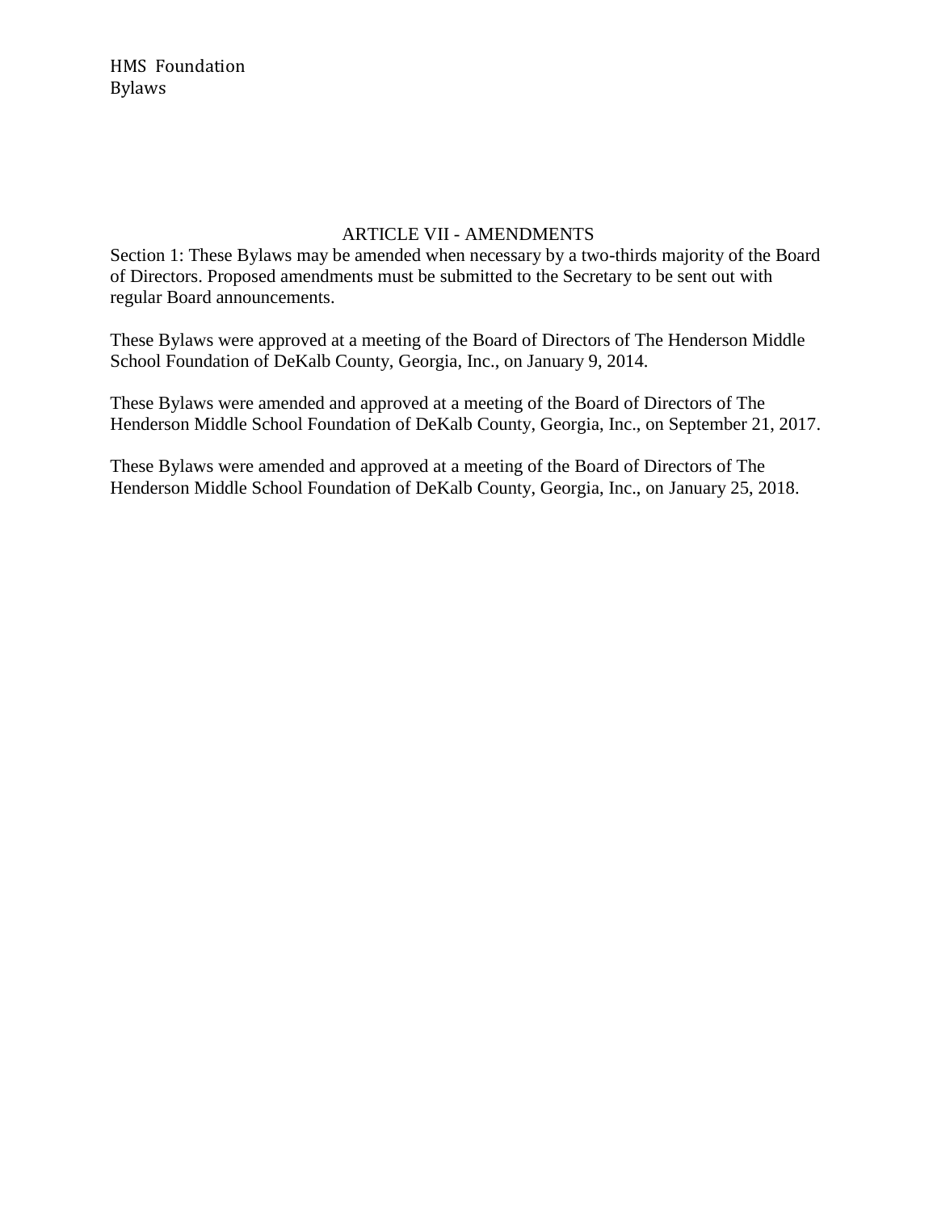## ARTICLE VII - AMENDMENTS

Section 1: These Bylaws may be amended when necessary by a two-thirds majority of the Board of Directors. Proposed amendments must be submitted to the Secretary to be sent out with regular Board announcements.

These Bylaws were approved at a meeting of the Board of Directors of The Henderson Middle School Foundation of DeKalb County, Georgia, Inc., on January 9, 2014.

These Bylaws were amended and approved at a meeting of the Board of Directors of The Henderson Middle School Foundation of DeKalb County, Georgia, Inc., on September 21, 2017.

These Bylaws were amended and approved at a meeting of the Board of Directors of The Henderson Middle School Foundation of DeKalb County, Georgia, Inc., on January 25, 2018.